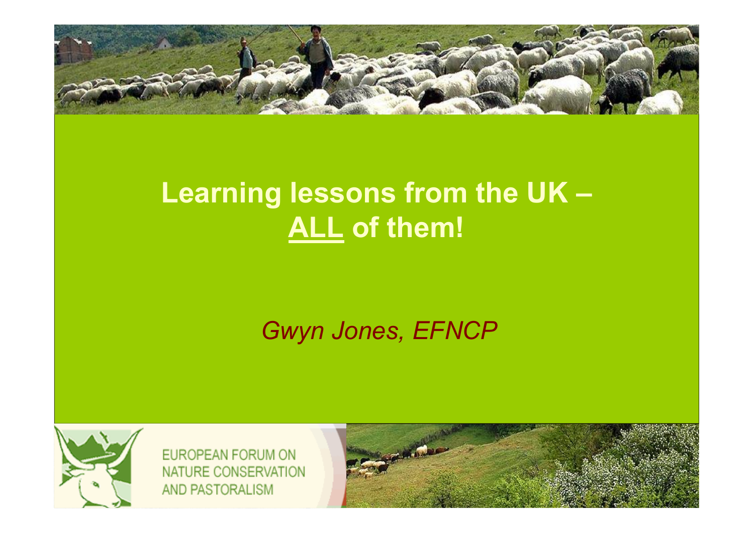# Learning lessons from the UK – ALL of them!

*Gwyn Jones, EFNCP*

EUROPEAN FORUM ON NATURE CONSERVATION AND PASTORALISM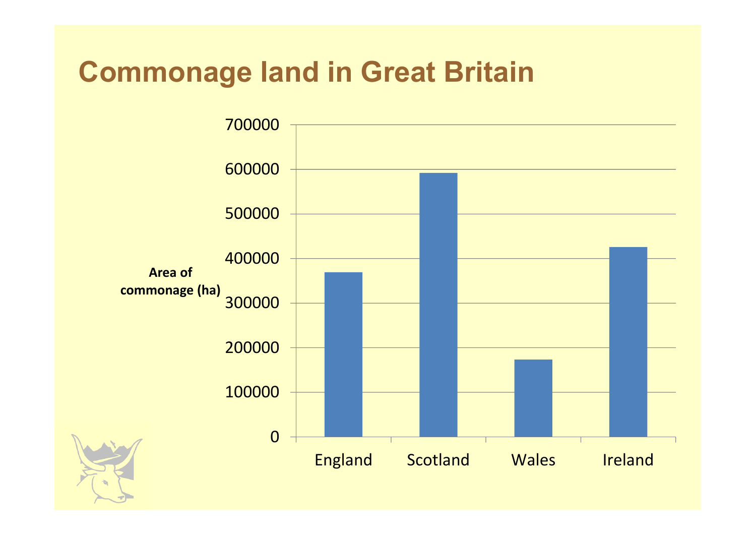# Commonage land in Great Britain

| | Area of commonage (ha) |
|---|---|
| England | ~370000 |
| Scotland | ~590000 |
| Wales | ~175000 |
| Ireland | ~425000 |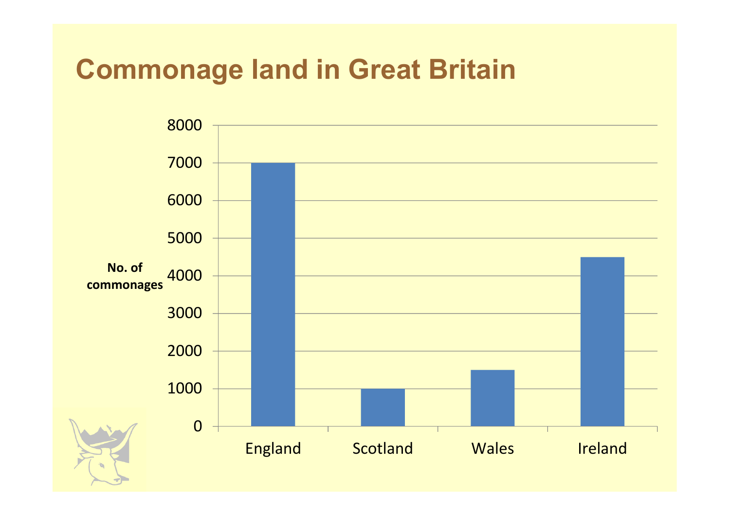# Commonage land in Great Britain

| | No. of commonages |
|---|---|
| England | 7000 |
| Scotland | 1000 |
| Wales | 1500 |
| Ireland | 4500 |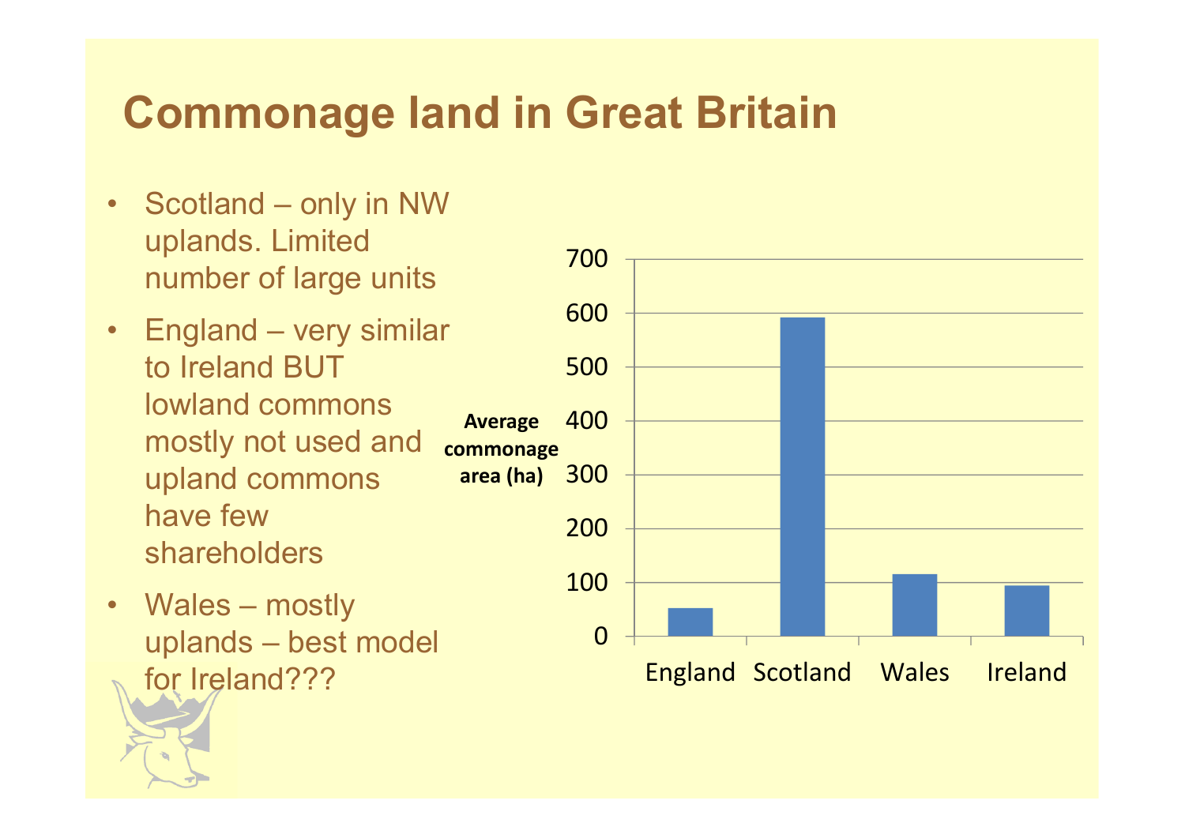# Commonage land in Great Britain

- Scotland – only in NW uplands. Limited number of large units
- England – very similar to Ireland BUT lowland commons mostly not used and upland commons have few shareholders
- Wales – mostly uplands – best model for Ireland???

Average commonage area (ha)

| Country | Average commonage area (ha) |
|---|---|
| England | ~52 |
| Scotland | ~592 |
| Wales | ~115 |
| Ireland | ~94 |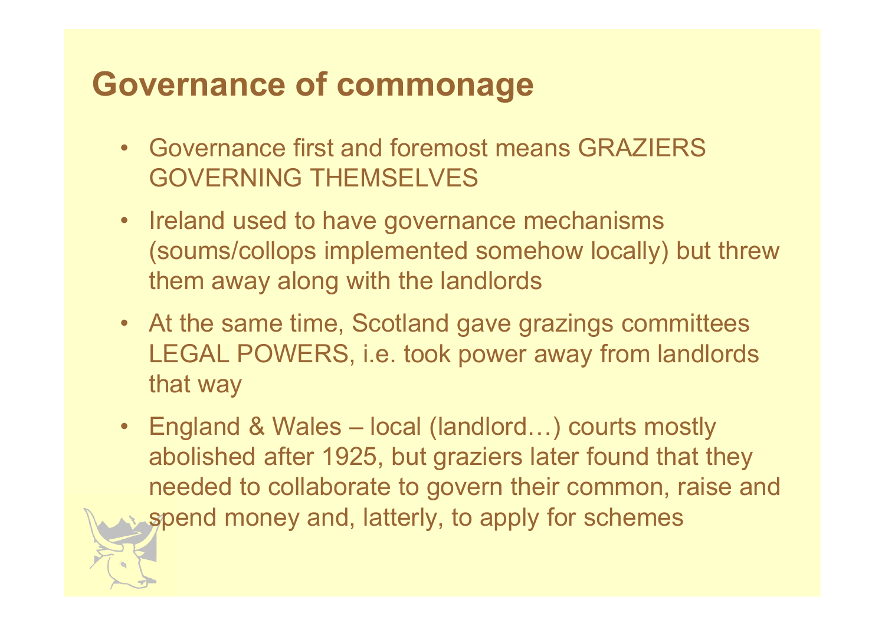# Governance of commonage

- Governance first and foremost means GRAZIERS GOVERNING THEMSELVES
- Ireland used to have governance mechanisms (soums/collops implemented somehow locally) but threw them away along with the landlords
- At the same time, Scotland gave grazings committees LEGAL POWERS, i.e. took power away from landlords that way
- England & Wales – local (landlord…) courts mostly abolished after 1925, but graziers later found that they needed to collaborate to govern their common, raise and spend money and, latterly, to apply for schemes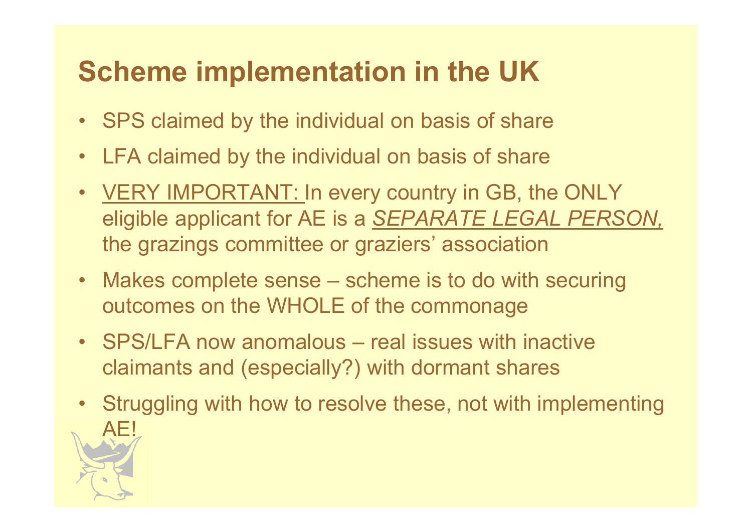# Scheme implementation in the UK

- SPS claimed by the individual on basis of share
- LFA claimed by the individual on basis of share
- VERY IMPORTANT: In every country in GB, the ONLY eligible applicant for AE is a ***SEPARATE LEGAL PERSON,*** the grazings committee or graziers' association
- Makes complete sense – scheme is to do with securing outcomes on the WHOLE of the commonage
- SPS/LFA now anomalous – real issues with inactive claimants and (especially?) with dormant shares
- Struggling with how to resolve these, not with implementing AE!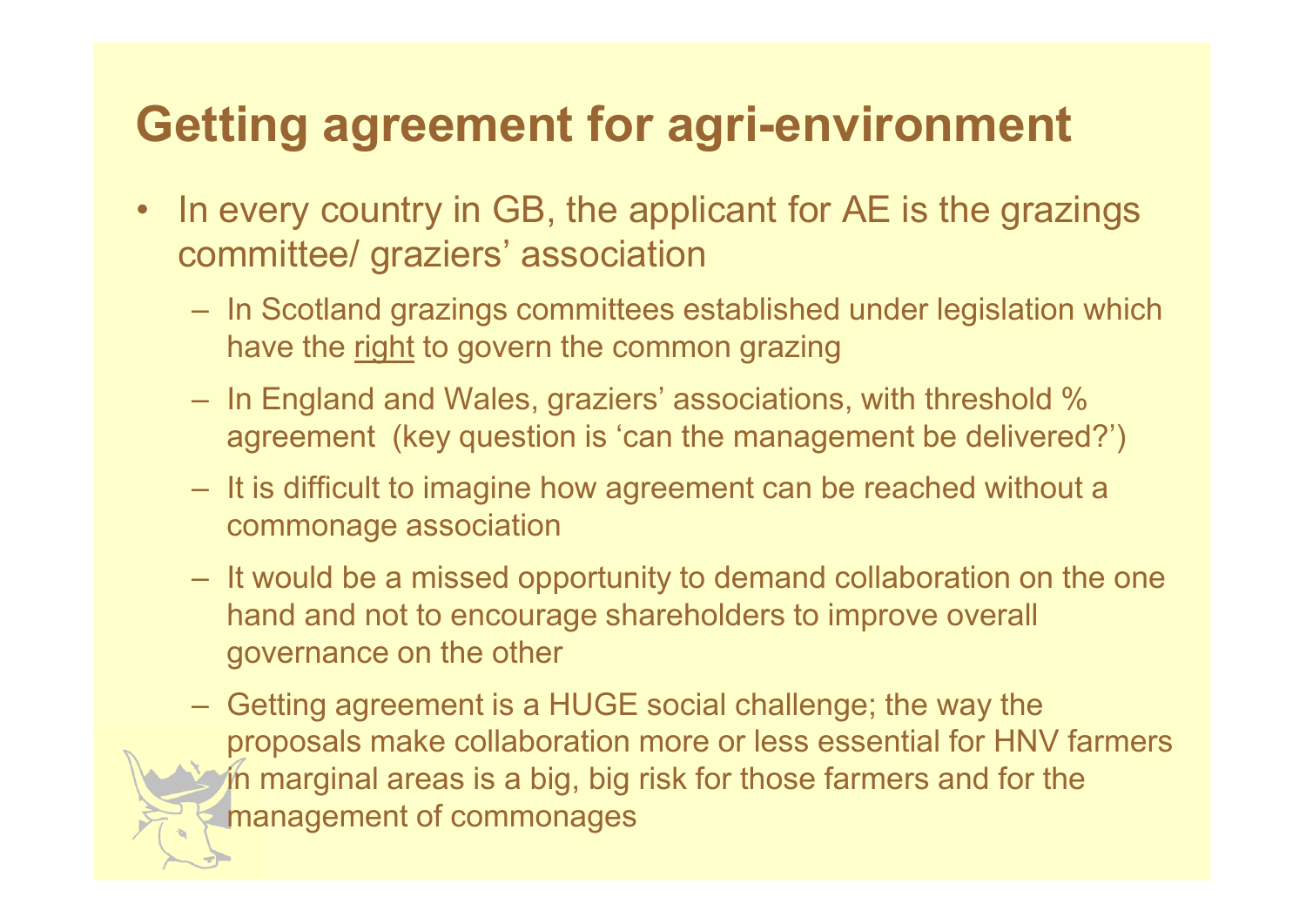# Getting agreement for agri-environment

- In every country in GB, the applicant for AE is the grazings committee/ graziers' association
  - In Scotland grazings committees established under legislation which have the <u>right</u> to govern the common grazing
  - In England and Wales, graziers' associations, with threshold % agreement (key question is 'can the management be delivered?')
  - It is difficult to imagine how agreement can be reached without a commonage association
  - It would be a missed opportunity to demand collaboration on the one hand and not to encourage shareholders to improve overall governance on the other
  - Getting agreement is a HUGE social challenge; the way the proposals make collaboration more or less essential for HNV farmers in marginal areas is a big, big risk for those farmers and for the management of commonages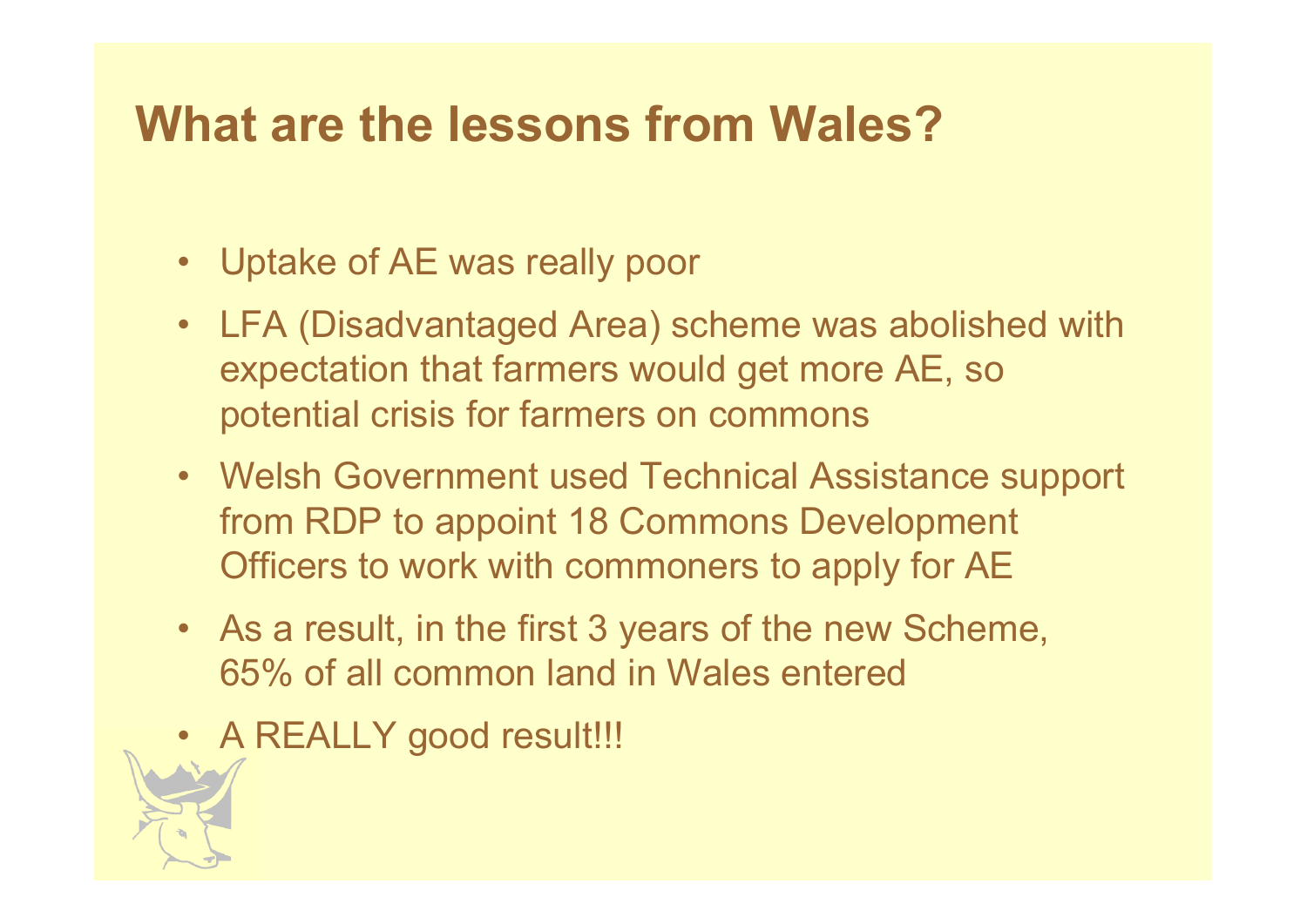# What are the lessons from Wales?

- Uptake of AE was really poor
- LFA (Disadvantaged Area) scheme was abolished with expectation that farmers would get more AE, so potential crisis for farmers on commons
- Welsh Government used Technical Assistance support from RDP to appoint 18 Commons Development Officers to work with commoners to apply for AE
- As a result, in the first 3 years of the new Scheme, 65% of all common land in Wales entered
- A REALLY good result!!!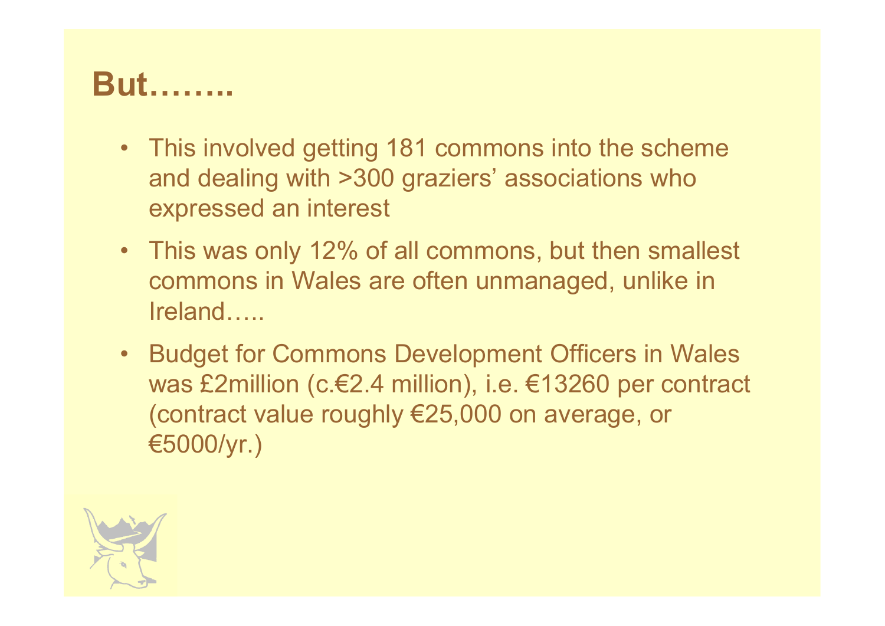# But……..

- This involved getting 181 commons into the scheme and dealing with >300 graziers' associations who expressed an interest
- This was only 12% of all commons, but then smallest commons in Wales are often unmanaged, unlike in Ireland…..
- Budget for Commons Development Officers in Wales was £2million (c.€2.4 million), i.e. €13260 per contract (contract value roughly €25,000 on average, or €5000/yr.)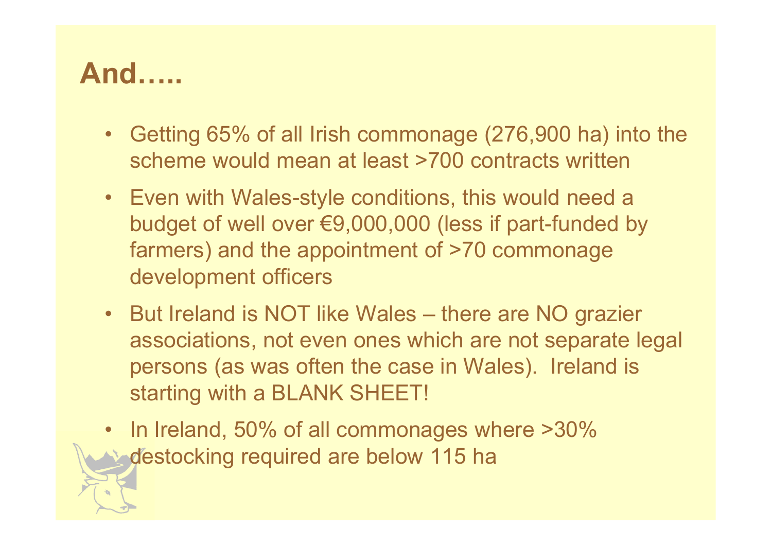# And…..

- Getting 65% of all Irish commonage (276,900 ha) into the scheme would mean at least >700 contracts written
- Even with Wales-style conditions, this would need a budget of well over €9,000,000 (less if part-funded by farmers) and the appointment of >70 commonage development officers
- But Ireland is NOT like Wales – there are NO grazier associations, not even ones which are not separate legal persons (as was often the case in Wales). Ireland is starting with a BLANK SHEET!
- In Ireland, 50% of all commonages where >30% destocking required are below 115 ha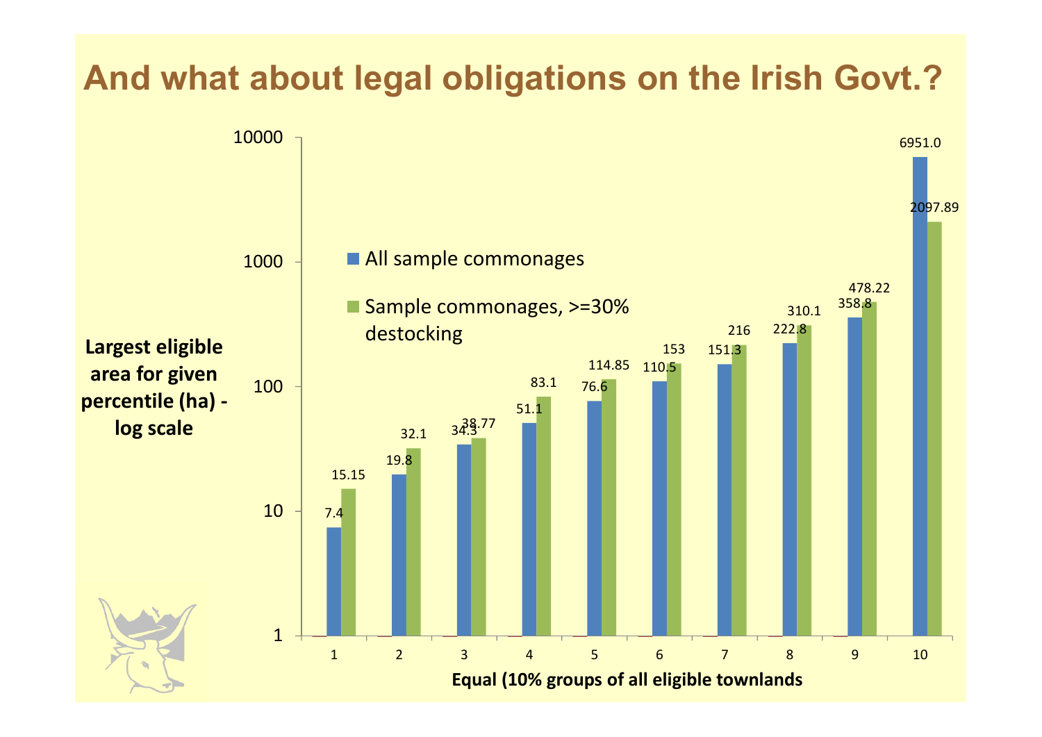# And what about legal obligations on the Irish Govt.?

| Equal (10% groups of all eligible townlands) | All sample commonages | Sample commonages, >=30% destocking |
|---|---|---|
| 1 | 7.4 | 15.15 |
| 2 | 19.8 | 32.1 |
| 3 | 34.3 | 38.77 |
| 4 | 51.1 | 83.1 |
| 5 | 76.6 | 114.85 |
| 6 | 110.5 | 153 |
| 7 | 151.3 | 216 |
| 8 | 222.8 | 310.1 |
| 9 | 358.8 | 478.22 |
| 10 | 6951.0 | 2097.89 |

Largest eligible area for given percentile (ha) - log scale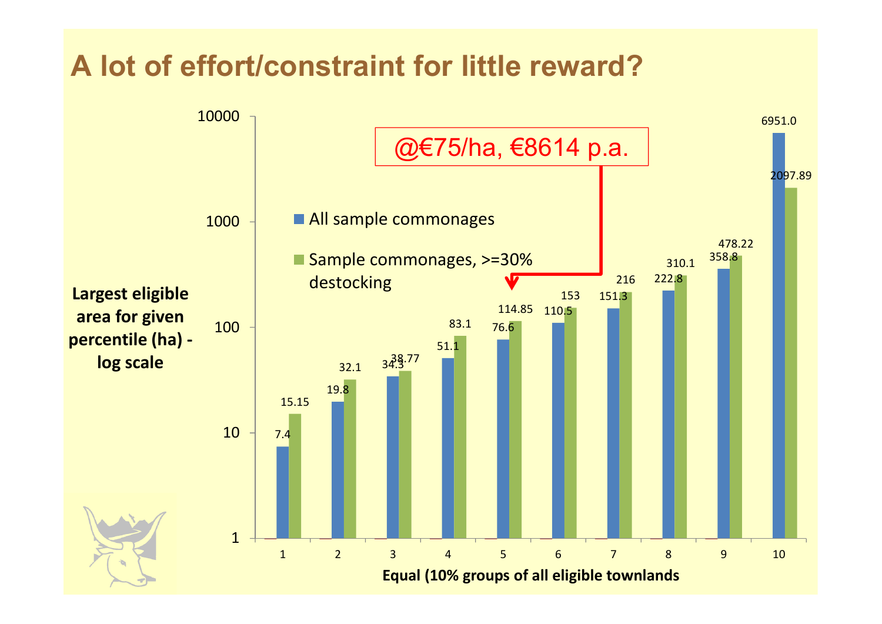# A lot of effort/constraint for little reward?

@€75/ha, €8614 p.a.

Largest eligible area for given percentile (ha) - log scale

Equal (10% groups of all eligible townlands

| Group | All sample commonages | Sample commonages, >=30% destocking |
|---|---|---|
| 1 | 7.4 | 15.15 |
| 2 | 19.8 | 32.1 |
| 3 | 34.3 | 38.77 |
| 4 | 51.1 | 83.1 |
| 5 | 76.6 | 114.85 |
| 6 | 110.5 | 153 |
| 7 | 151.3 | 216 |
| 8 | 222.8 | 310.1 |
| 9 | 358.8 | 478.22 |
| 10 | 6951.0 | 2097.89 |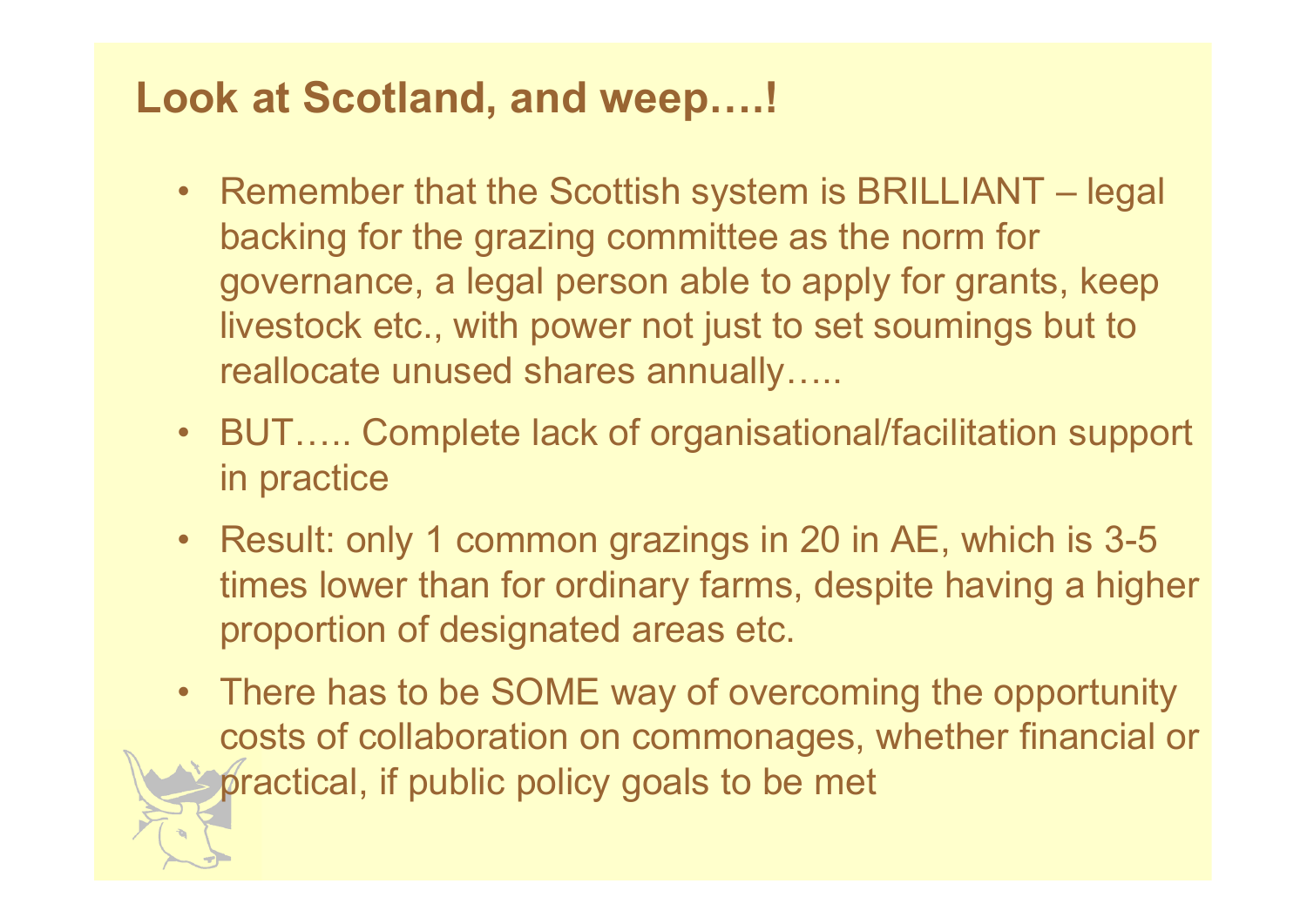## Look at Scotland, and weep….!

- Remember that the Scottish system is BRILLIANT – legal backing for the grazing committee as the norm for governance, a legal person able to apply for grants, keep livestock etc., with power not just to set soumings but to reallocate unused shares annually…..
- BUT….. Complete lack of organisational/facilitation support in practice
- Result: only 1 common grazings in 20 in AE, which is 3-5 times lower than for ordinary farms, despite having a higher proportion of designated areas etc.
- There has to be SOME way of overcoming the opportunity costs of collaboration on commonages, whether financial or practical, if public policy goals to be met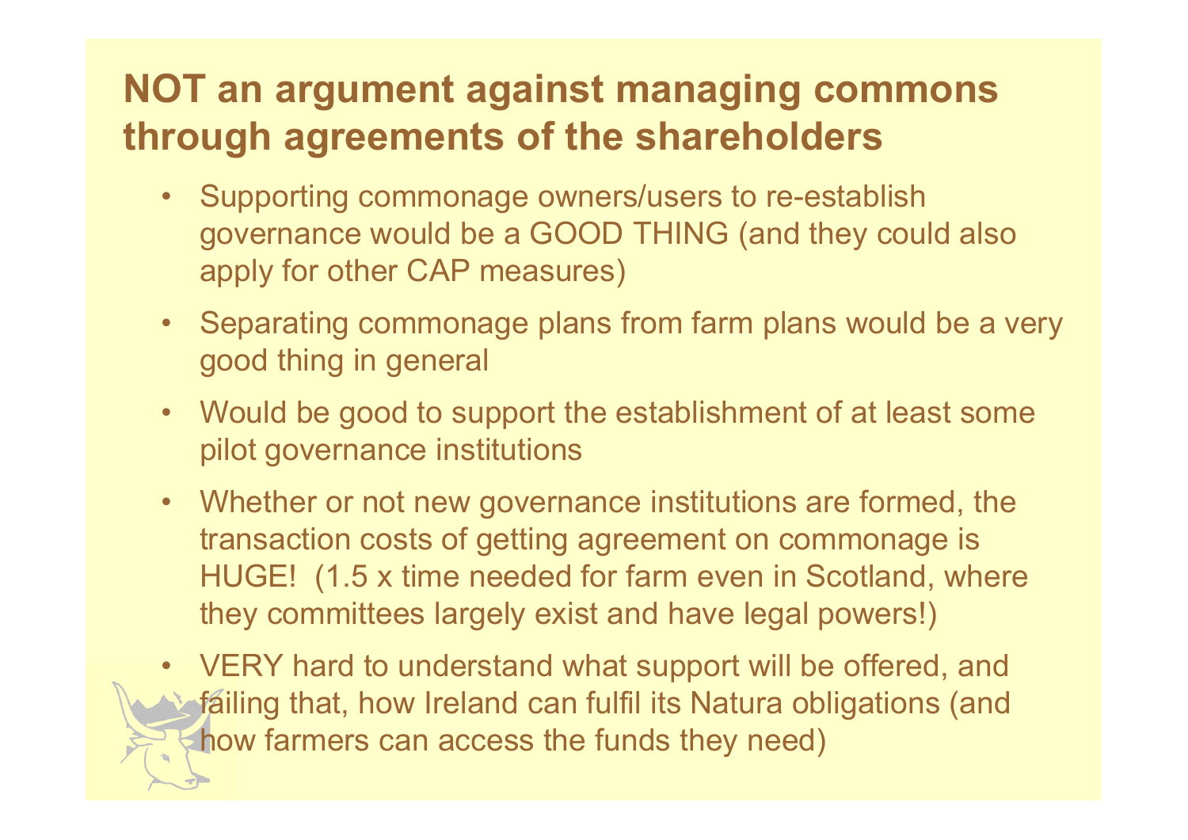## NOT an argument against managing commons through agreements of the shareholders

- Supporting commonage owners/users to re-establish governance would be a GOOD THING (and they could also apply for other CAP measures)
- Separating commonage plans from farm plans would be a very good thing in general
- Would be good to support the establishment of at least some pilot governance institutions
- Whether or not new governance institutions are formed, the transaction costs of getting agreement on commonage is HUGE! (1.5 x time needed for farm even in Scotland, where they committees largely exist and have legal powers!)
- VERY hard to understand what support will be offered, and failing that, how Ireland can fulfil its Natura obligations (and how farmers can access the funds they need)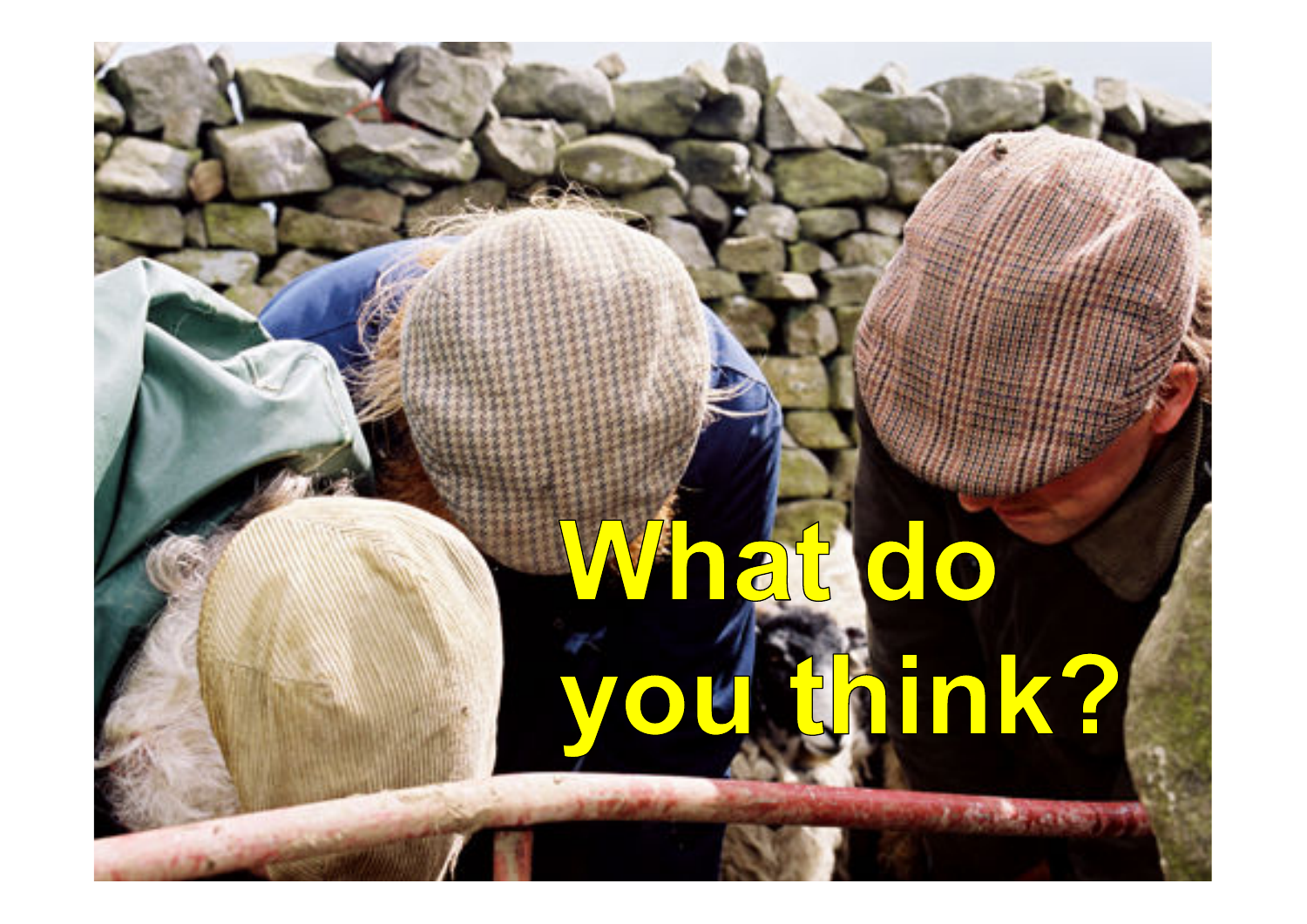# What do you think?